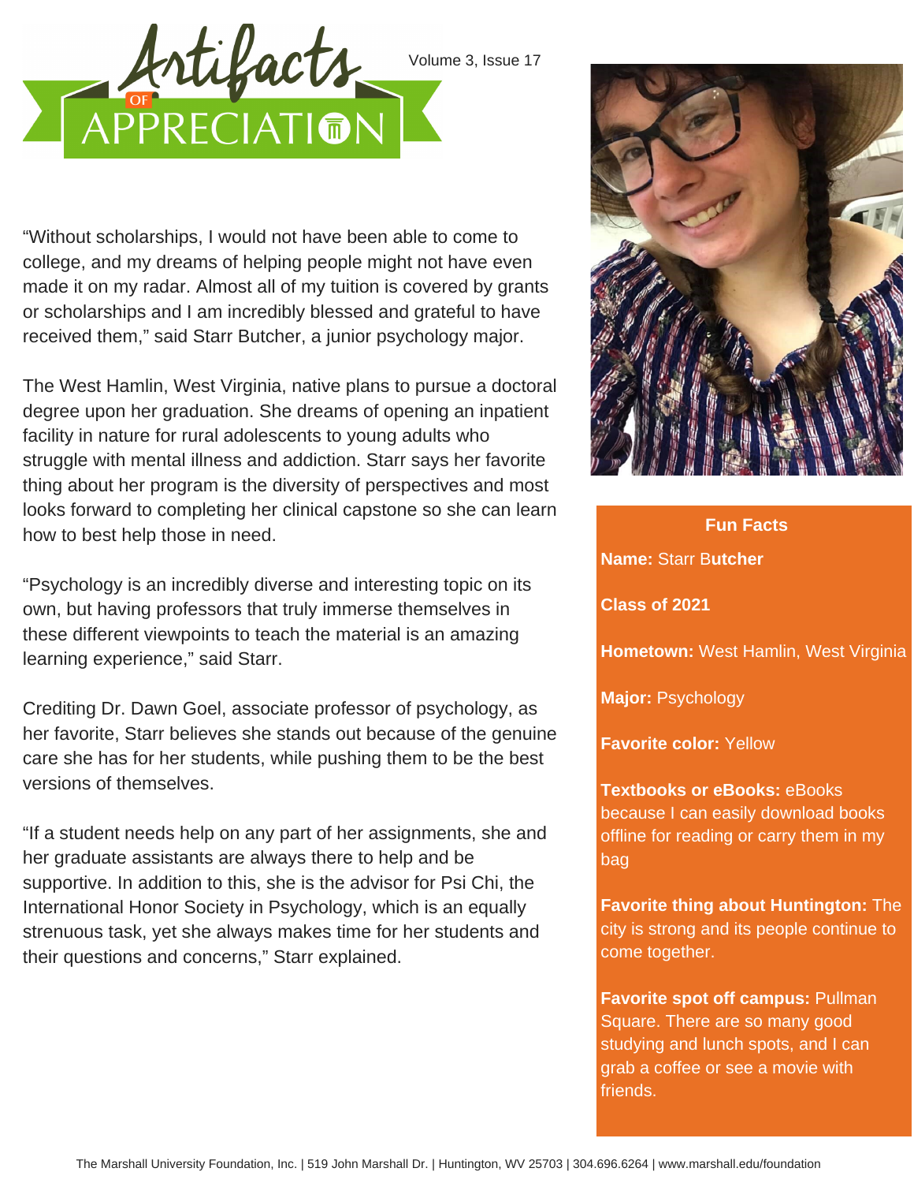# Artifacts of Appreciation

Volume 3, Issue 17

"Without scholarships, I would not have been able to come to college, and my dreams of helping people might not have even made it on my radar. Almost all of my tuition is covered by grants or scholarships and I am incredibly blessed and grateful to have received them," said Starr Butcher, a junior psychology major.

The West Hamlin, West Virginia, native plans to pursue a doctoral degree upon her graduation. She dreams of opening an inpatient facility in nature for rural adolescents to young adults who struggle with mental illness and addiction. Starr says her favorite thing about her program is the diversity of perspectives and most looks forward to completing her clinical capstone so she can learn how to best help those in need.

"Psychology is an incredibly diverse and interesting topic on its own, but having professors that truly immerse themselves in these different viewpoints to teach the material is an amazing learning experience," said Starr.

Crediting Dr. Dawn Goel, associate professor of psychology, as her favorite, Starr believes she stands out because of the genuine care she has for her students, while pushing them to be the best versions of themselves.

"If a student needs help on any part of her assignments, she and her graduate assistants are always there to help and be supportive. In addition to this, she is the advisor for Psi Chi, the International Honor Society in Psychology, which is an equally strenuous task, yet she always makes time for her students and their questions and concerns," Starr explained.

## Fun Facts

**Name:** Starr Butcher

**Class of 2021**

**Hometown:** West Hamlin, West Virginia

**Major:** Psychology

**Favorite color:** Yellow

**Textbooks or eBooks:** eBooks because I can easily download books offline for reading or carry them in my bag

**Favorite thing about Huntington:** The city is strong and its people continue to come together.

**Favorite spot off campus:** Pullman Square. There are so many good studying and lunch spots, and I can grab a coffee or see a movie with friends.

The Marshall University Foundation, Inc. | 519 John Marshall Dr. | Huntington, WV 25703 | 304.696.6264 | www.marshall.edu/foundation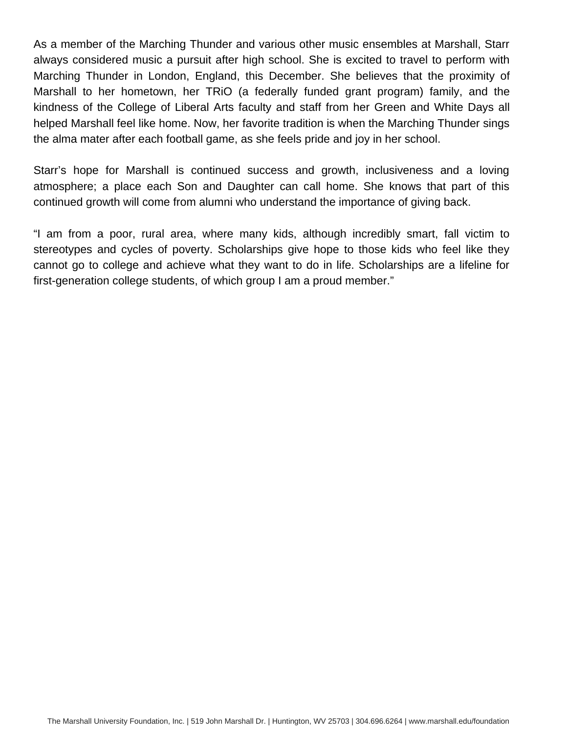As a member of the Marching Thunder and various other music ensembles at Marshall, Starr always considered music a pursuit after high school. She is excited to travel to perform with Marching Thunder in London, England, this December. She believes that the proximity of Marshall to her hometown, her TRiO (a federally funded grant program) family, and the kindness of the College of Liberal Arts faculty and staff from her Green and White Days all helped Marshall feel like home. Now, her favorite tradition is when the Marching Thunder sings the alma mater after each football game, as she feels pride and joy in her school.

Starr's hope for Marshall is continued success and growth, inclusiveness and a loving atmosphere; a place each Son and Daughter can call home. She knows that part of this continued growth will come from alumni who understand the importance of giving back.

"I am from a poor, rural area, where many kids, although incredibly smart, fall victim to stereotypes and cycles of poverty. Scholarships give hope to those kids who feel like they cannot go to college and achieve what they want to do in life. Scholarships are a lifeline for first-generation college students, of which group I am a proud member."